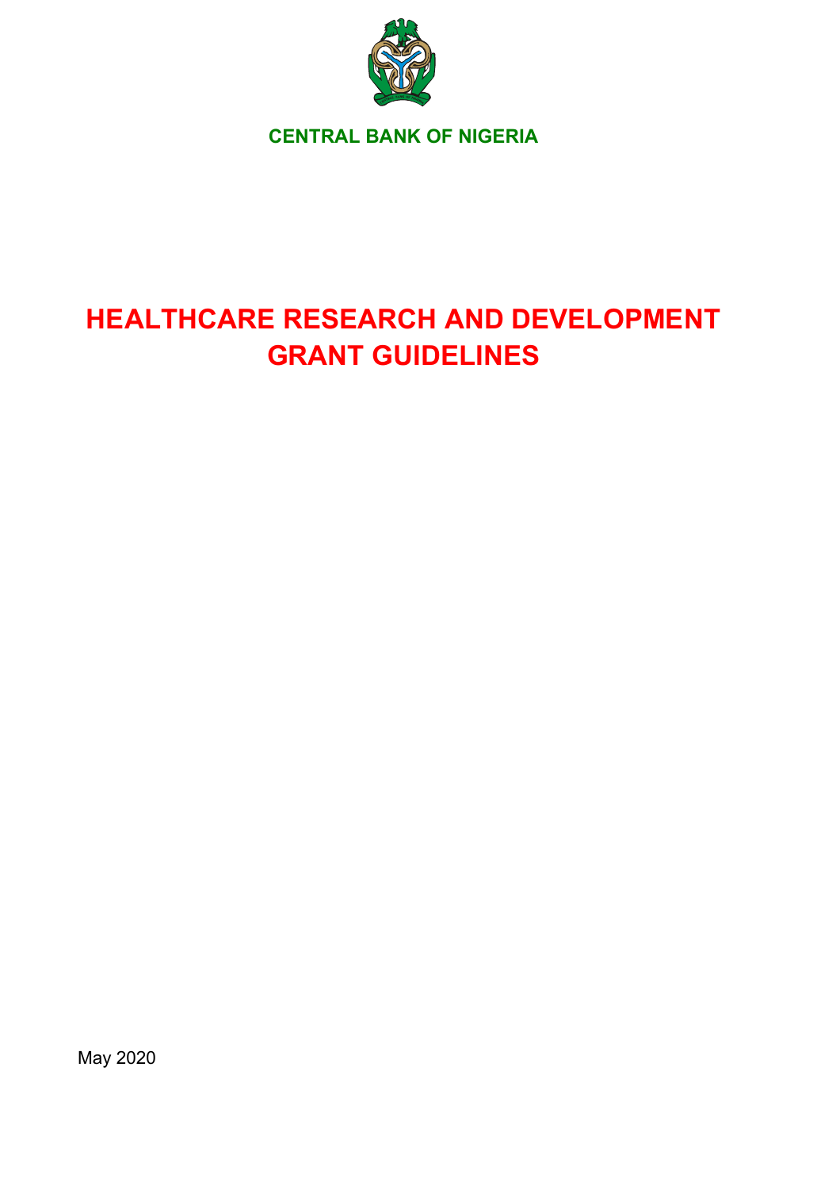CENTRAL BANK OF NIGERIA

# HEALTHCARE RESEARCH AND DEVELOPMENT GRANT GUIDELINES

May 2020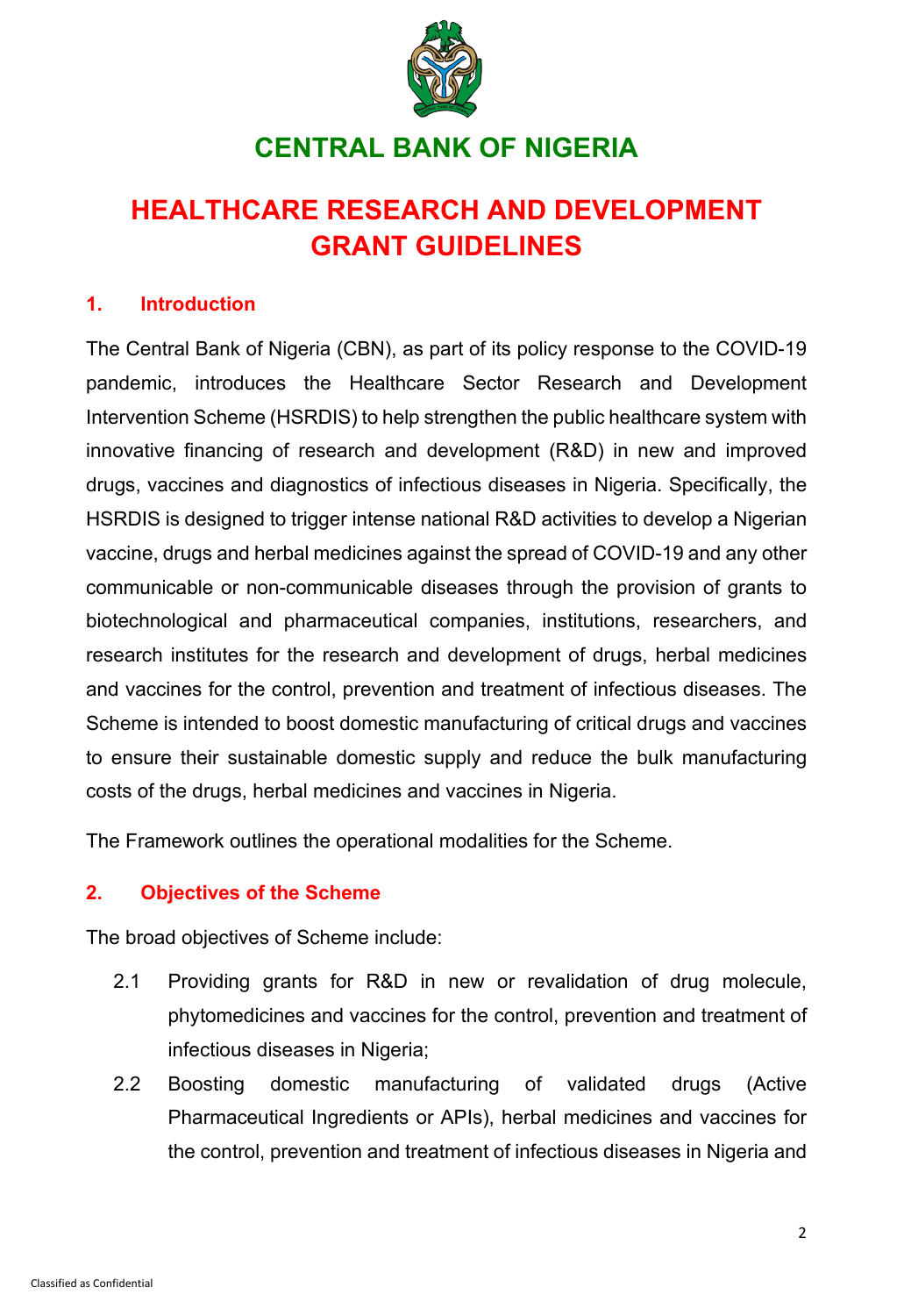# CENTRAL BANK OF NIGERIA

# HEALTHCARE RESEARCH AND DEVELOPMENT GRANT GUIDELINES

## 1. Introduction

The Central Bank of Nigeria (CBN), as part of its policy response to the COVID-19 pandemic, introduces the Healthcare Sector Research and Development Intervention Scheme (HSRDIS) to help strengthen the public healthcare system with innovative financing of research and development (R&D) in new and improved drugs, vaccines and diagnostics of infectious diseases in Nigeria. Specifically, the HSRDIS is designed to trigger intense national R&D activities to develop a Nigerian vaccine, drugs and herbal medicines against the spread of COVID-19 and any other communicable or non-communicable diseases through the provision of grants to biotechnological and pharmaceutical companies, institutions, researchers, and research institutes for the research and development of drugs, herbal medicines and vaccines for the control, prevention and treatment of infectious diseases. The Scheme is intended to boost domestic manufacturing of critical drugs and vaccines to ensure their sustainable domestic supply and reduce the bulk manufacturing costs of the drugs, herbal medicines and vaccines in Nigeria.

The Framework outlines the operational modalities for the Scheme.

## 2. Objectives of the Scheme

The broad objectives of Scheme include:

2.1 Providing grants for R&D in new or revalidation of drug molecule, phytomedicines and vaccines for the control, prevention and treatment of infectious diseases in Nigeria;

2.2 Boosting domestic manufacturing of validated drugs (Active Pharmaceutical Ingredients or APIs), herbal medicines and vaccines for the control, prevention and treatment of infectious diseases in Nigeria and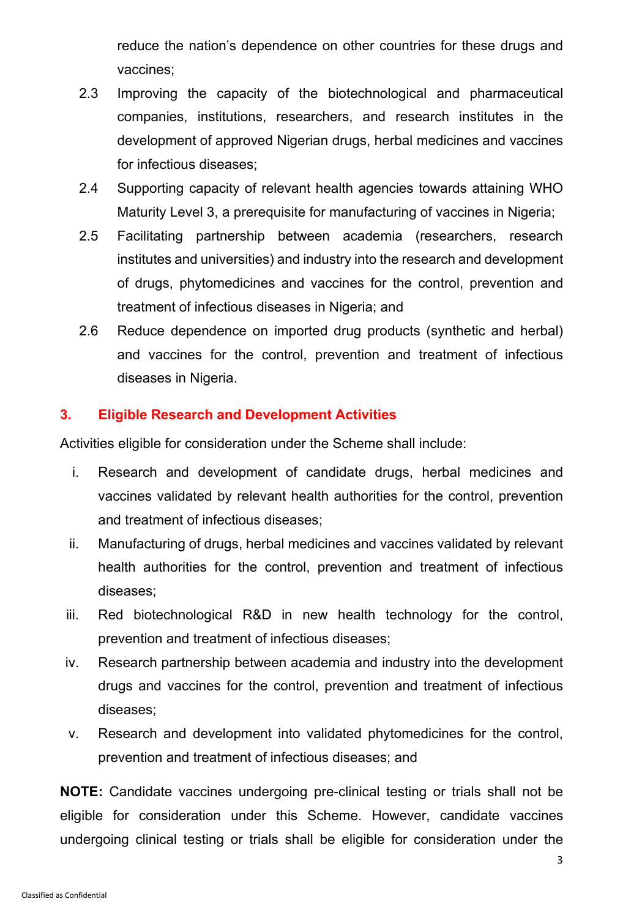reduce the nation's dependence on other countries for these drugs and vaccines;

2.3 Improving the capacity of the biotechnological and pharmaceutical companies, institutions, researchers, and research institutes in the development of approved Nigerian drugs, herbal medicines and vaccines for infectious diseases;

2.4 Supporting capacity of relevant health agencies towards attaining WHO Maturity Level 3, a prerequisite for manufacturing of vaccines in Nigeria;

2.5 Facilitating partnership between academia (researchers, research institutes and universities) and industry into the research and development of drugs, phytomedicines and vaccines for the control, prevention and treatment of infectious diseases in Nigeria; and

2.6 Reduce dependence on imported drug products (synthetic and herbal) and vaccines for the control, prevention and treatment of infectious diseases in Nigeria.

## 3. Eligible Research and Development Activities

Activities eligible for consideration under the Scheme shall include:

i. Research and development of candidate drugs, herbal medicines and vaccines validated by relevant health authorities for the control, prevention and treatment of infectious diseases;

ii. Manufacturing of drugs, herbal medicines and vaccines validated by relevant health authorities for the control, prevention and treatment of infectious diseases;

iii. Red biotechnological R&D in new health technology for the control, prevention and treatment of infectious diseases;

iv. Research partnership between academia and industry into the development drugs and vaccines for the control, prevention and treatment of infectious diseases;

v. Research and development into validated phytomedicines for the control, prevention and treatment of infectious diseases; and

**NOTE:** Candidate vaccines undergoing pre-clinical testing or trials shall not be eligible for consideration under this Scheme. However, candidate vaccines undergoing clinical testing or trials shall be eligible for consideration under the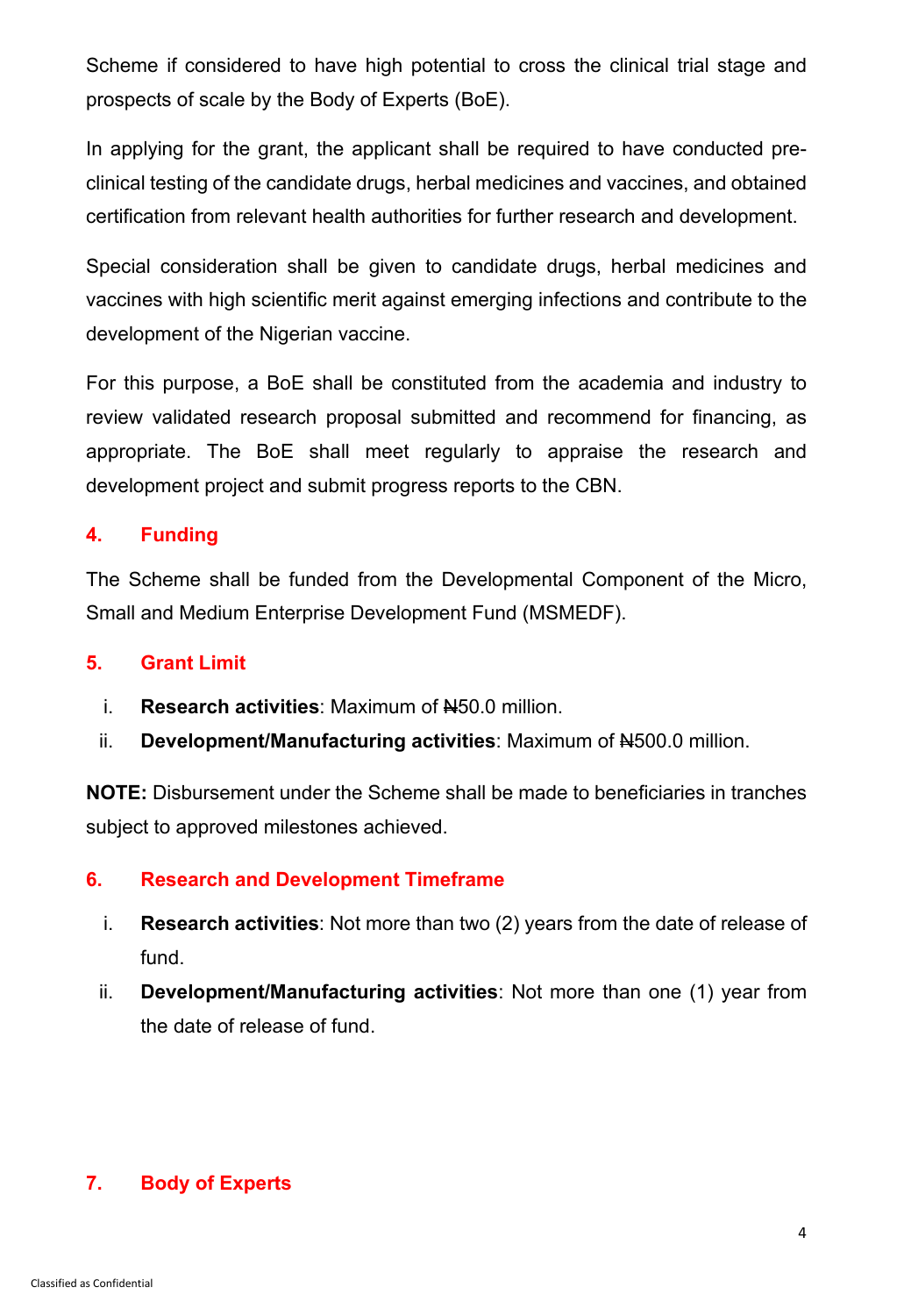Scheme if considered to have high potential to cross the clinical trial stage and prospects of scale by the Body of Experts (BoE).

In applying for the grant, the applicant shall be required to have conducted pre-clinical testing of the candidate drugs, herbal medicines and vaccines, and obtained certification from relevant health authorities for further research and development.

Special consideration shall be given to candidate drugs, herbal medicines and vaccines with high scientific merit against emerging infections and contribute to the development of the Nigerian vaccine.

For this purpose, a BoE shall be constituted from the academia and industry to review validated research proposal submitted and recommend for financing, as appropriate. The BoE shall meet regularly to appraise the research and development project and submit progress reports to the CBN.

## 4. Funding

The Scheme shall be funded from the Developmental Component of the Micro, Small and Medium Enterprise Development Fund (MSMEDF).

## 5. Grant Limit

i. **Research activities**: Maximum of ₦50.0 million.
ii. **Development/Manufacturing activities**: Maximum of ₦500.0 million.

**NOTE:** Disbursement under the Scheme shall be made to beneficiaries in tranches subject to approved milestones achieved.

## 6. Research and Development Timeframe

i. **Research activities**: Not more than two (2) years from the date of release of fund.
ii. **Development/Manufacturing activities**: Not more than one (1) year from the date of release of fund.

## 7. Body of Experts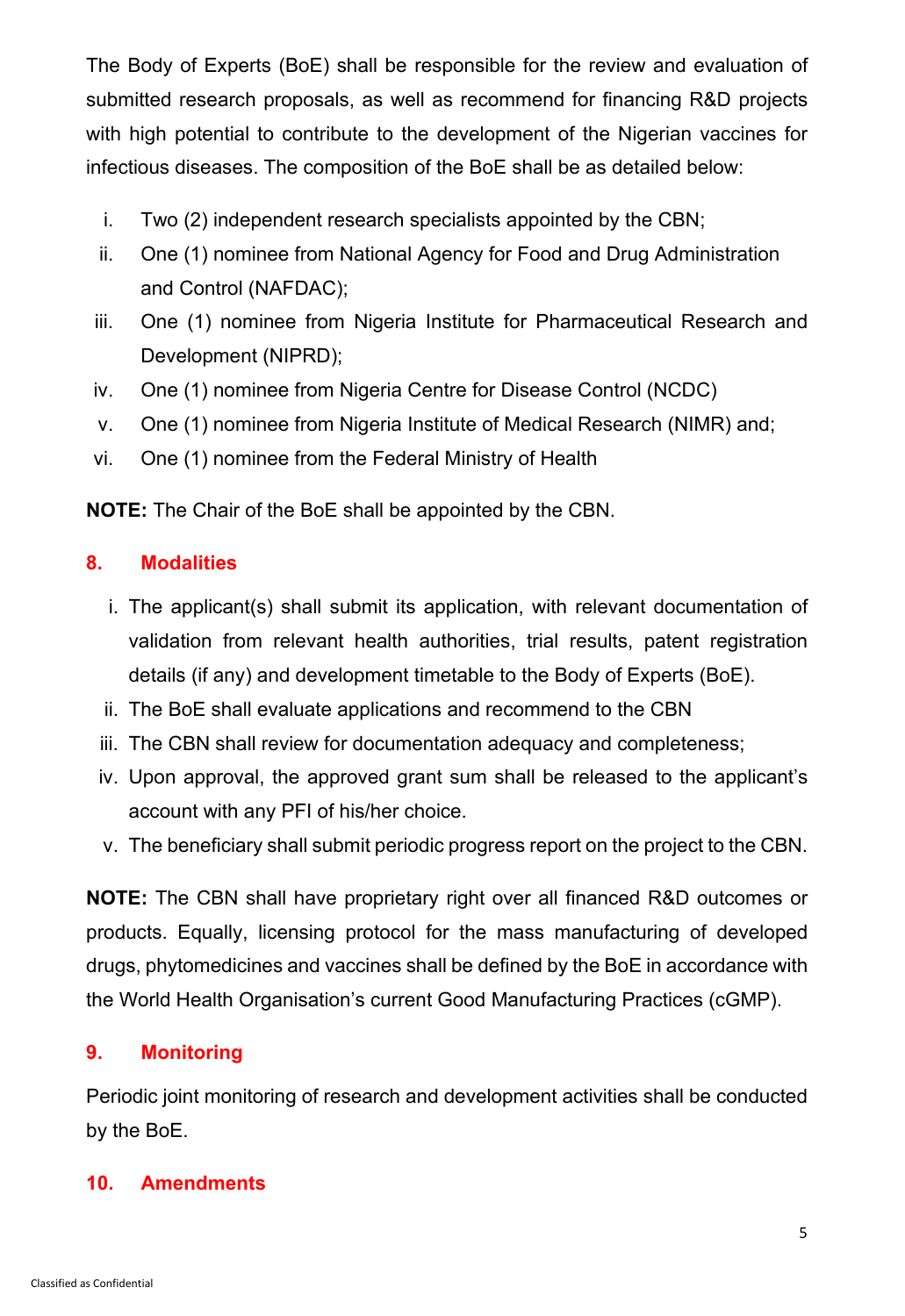The Body of Experts (BoE) shall be responsible for the review and evaluation of submitted research proposals, as well as recommend for financing R&D projects with high potential to contribute to the development of the Nigerian vaccines for infectious diseases. The composition of the BoE shall be as detailed below:

i. Two (2) independent research specialists appointed by the CBN;
ii. One (1) nominee from National Agency for Food and Drug Administration and Control (NAFDAC);
iii. One (1) nominee from Nigeria Institute for Pharmaceutical Research and Development (NIPRD);
iv. One (1) nominee from Nigeria Centre for Disease Control (NCDC)
v. One (1) nominee from Nigeria Institute of Medical Research (NIMR) and;
vi. One (1) nominee from the Federal Ministry of Health

**NOTE:** The Chair of the BoE shall be appointed by the CBN.

## 8. Modalities

i. The applicant(s) shall submit its application, with relevant documentation of validation from relevant health authorities, trial results, patent registration details (if any) and development timetable to the Body of Experts (BoE).
ii. The BoE shall evaluate applications and recommend to the CBN
iii. The CBN shall review for documentation adequacy and completeness;
iv. Upon approval, the approved grant sum shall be released to the applicant's account with any PFI of his/her choice.
v. The beneficiary shall submit periodic progress report on the project to the CBN.

**NOTE:** The CBN shall have proprietary right over all financed R&D outcomes or products. Equally, licensing protocol for the mass manufacturing of developed drugs, phytomedicines and vaccines shall be defined by the BoE in accordance with the World Health Organisation's current Good Manufacturing Practices (cGMP).

## 9. Monitoring

Periodic joint monitoring of research and development activities shall be conducted by the BoE.

## 10. Amendments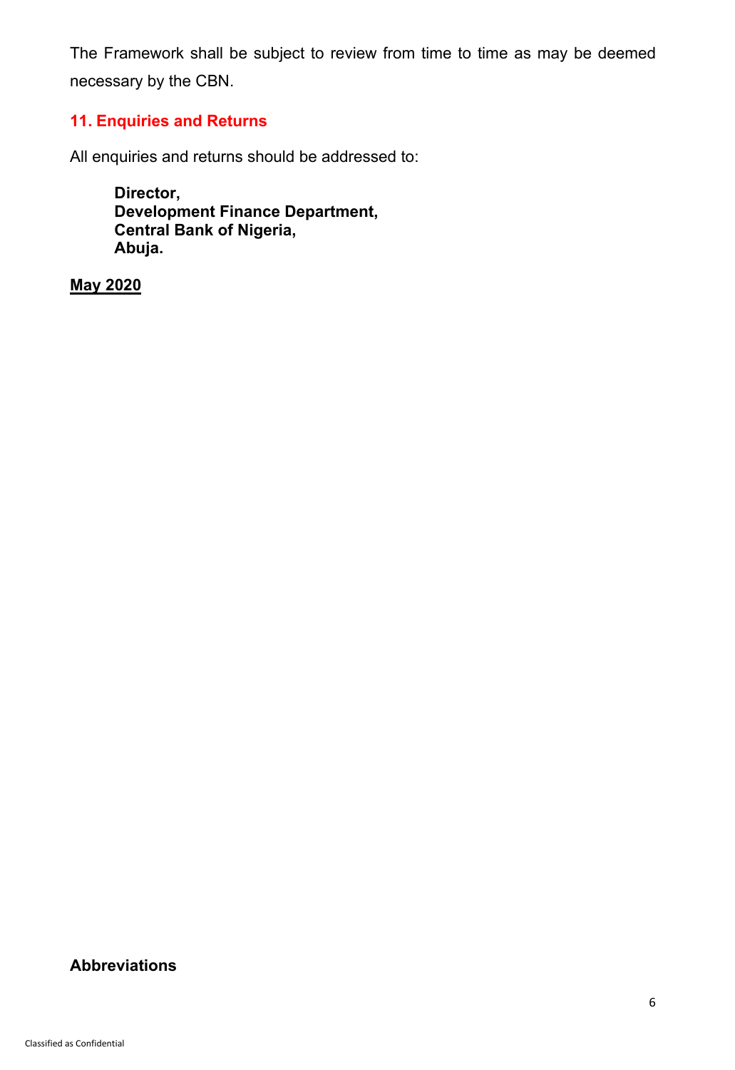The Framework shall be subject to review from time to time as may be deemed necessary by the CBN.

## 11. Enquiries and Returns

All enquiries and returns should be addressed to:

**Director,**
**Development Finance Department,**
**Central Bank of Nigeria,**
**Abuja.**

**May 2020**

**Abbreviations**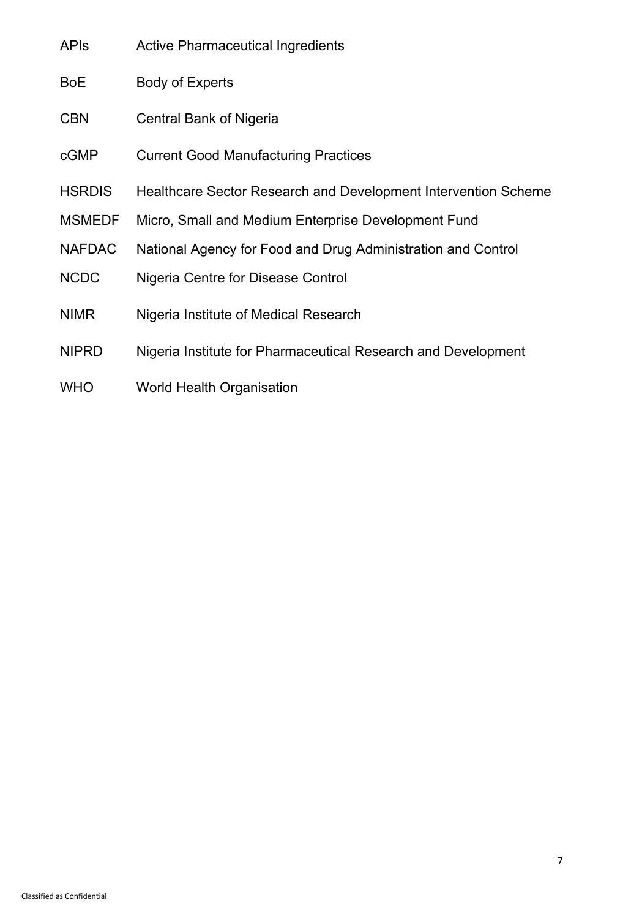| | |
|---|---|
| APIs | Active Pharmaceutical Ingredients |
| BoE | Body of Experts |
| CBN | Central Bank of Nigeria |
| cGMP | Current Good Manufacturing Practices |
| HSRDIS | Healthcare Sector Research and Development Intervention Scheme |
| MSMEDF | Micro, Small and Medium Enterprise Development Fund |
| NAFDAC | National Agency for Food and Drug Administration and Control |
| NCDC | Nigeria Centre for Disease Control |
| NIMR | Nigeria Institute of Medical Research |
| NIPRD | Nigeria Institute for Pharmaceutical Research and Development |
| WHO | World Health Organisation |

Classified as Confidential